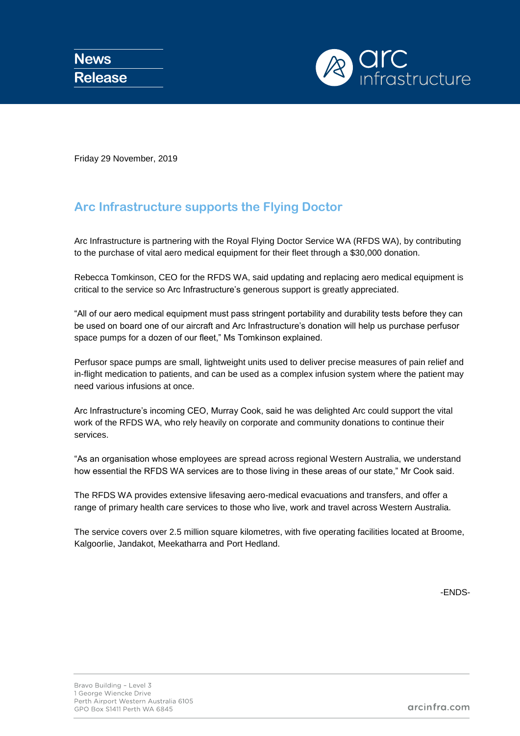News Release

Friday 29 November, 2019

## Arc Infrastructure supports the Flying Doctor

Arc Infrastructure is partnering with the Royal Flying Doctor Service WA (RFDS WA), by contributing to the purchase of vital aero medical equipment for their fleet through a $30,000 donation.

Rebecca Tomkinson, CEO for the RFDS WA, said updating and replacing aero medical equipment is critical to the service so Arc Infrastructure's generous support is greatly appreciated.

"All of our aero medical equipment must pass stringent portability and durability tests before they can be used on board one of our aircraft and Arc Infrastructure's donation will help us purchase perfusor space pumps for a dozen of our fleet," Ms Tomkinson explained.

Perfusor space pumps are small, lightweight units used to deliver precise measures of pain relief and in-flight medication to patients, and can be used as a complex infusion system where the patient may need various infusions at once.

Arc Infrastructure's incoming CEO, Murray Cook, said he was delighted Arc could support the vital work of the RFDS WA, who rely heavily on corporate and community donations to continue their services.

"As an organisation whose employees are spread across regional Western Australia, we understand how essential the RFDS WA services are to those living in these areas of our state," Mr Cook said.

The RFDS WA provides extensive lifesaving aero-medical evacuations and transfers, and offer a range of primary health care services to those who live, work and travel across Western Australia.

The service covers over 2.5 million square kilometres, with five operating facilities located at Broome, Kalgoorlie, Jandakot, Meekatharra and Port Hedland.

-ENDS-

Bravo Building – Level 3
1 George Wiencke Drive
Perth Airport Western Australia 6105
GPO Box S1411 Perth WA 6845

arcinfra.com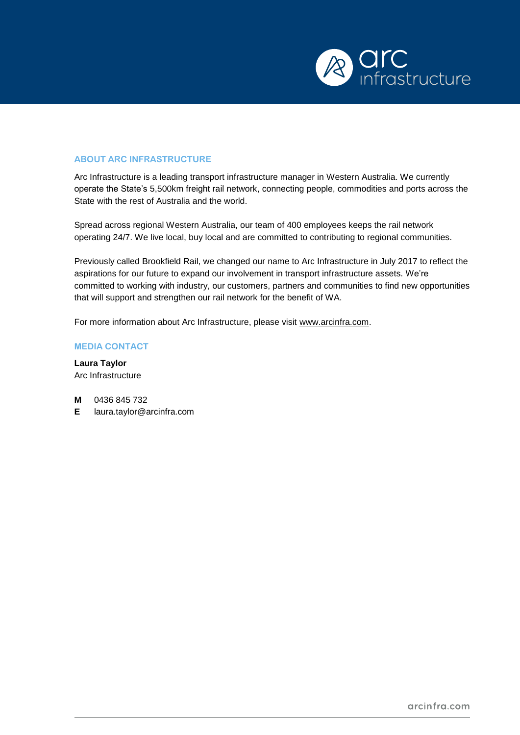## ABOUT ARC INFRASTRUCTURE

Arc Infrastructure is a leading transport infrastructure manager in Western Australia. We currently operate the State's 5,500km freight rail network, connecting people, commodities and ports across the State with the rest of Australia and the world.

Spread across regional Western Australia, our team of 400 employees keeps the rail network operating 24/7. We live local, buy local and are committed to contributing to regional communities.

Previously called Brookfield Rail, we changed our name to Arc Infrastructure in July 2017 to reflect the aspirations for our future to expand our involvement in transport infrastructure assets. We're committed to working with industry, our customers, partners and communities to find new opportunities that will support and strengthen our rail network for the benefit of WA.

For more information about Arc Infrastructure, please visit www.arcinfra.com.

## MEDIA CONTACT

**Laura Taylor**
Arc Infrastructure

**M** 0436 845 732
**E** laura.taylor@arcinfra.com